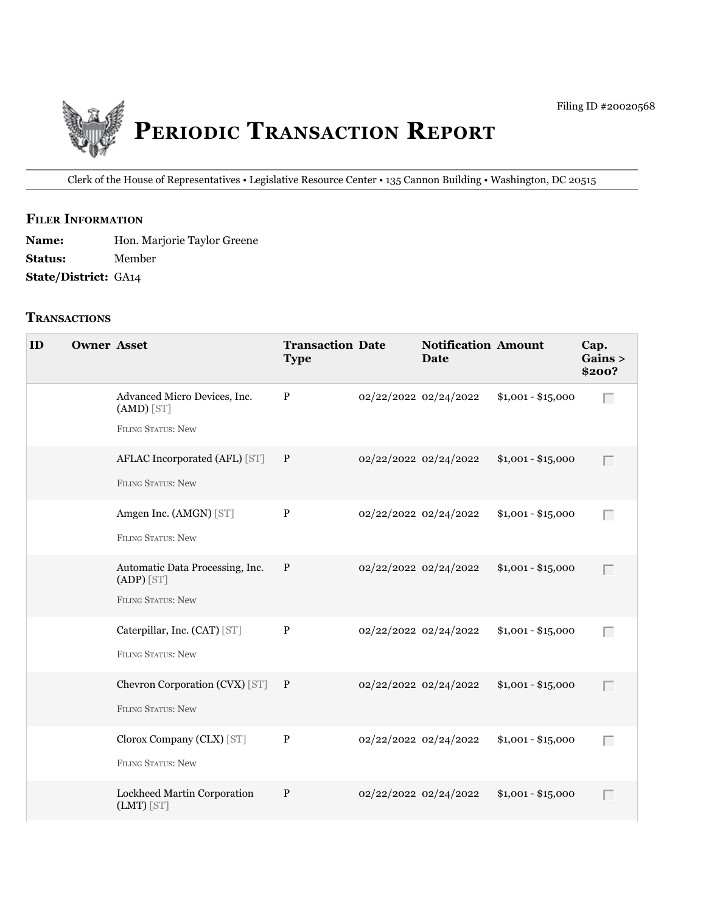Filing ID #20020568

# Periodic Transaction Report

Clerk of the House of Representatives • Legislative Resource Center • 135 Cannon Building • Washington, DC 20515

## Filer Information

**Name:** Hon. Marjorie Taylor Greene
**Status:** Member
**State/District:** GA14

## Transactions

| ID | Owner | Asset | Transaction Type | Date | Notification Date | Amount | Cap. Gains > $200? |
|---|---|---|---|---|---|---|---|
| | | Advanced Micro Devices, Inc. (AMD) [ST]<br>Filing Status: New | P | 02/22/2022 | 02/24/2022 | $1,001 - $15,000 | |
| | | AFLAC Incorporated (AFL) [ST]<br>Filing Status: New | P | 02/22/2022 | 02/24/2022 | $1,001 - $15,000 | |
| | | Amgen Inc. (AMGN) [ST]<br>Filing Status: New | P | 02/22/2022 | 02/24/2022 | $1,001 - $15,000 | |
| | | Automatic Data Processing, Inc. (ADP) [ST]<br>Filing Status: New | P | 02/22/2022 | 02/24/2022 | $1,001 - $15,000 | |
| | | Caterpillar, Inc. (CAT) [ST]<br>Filing Status: New | P | 02/22/2022 | 02/24/2022 | $1,001 - $15,000 | |
| | | Chevron Corporation (CVX) [ST]<br>Filing Status: New | P | 02/22/2022 | 02/24/2022 | $1,001 - $15,000 | |
| | | Clorox Company (CLX) [ST]<br>Filing Status: New | P | 02/22/2022 | 02/24/2022 | $1,001 - $15,000 | |
| | | Lockheed Martin Corporation (LMT) [ST] | P | 02/22/2022 | 02/24/2022 | $1,001 - $15,000 | |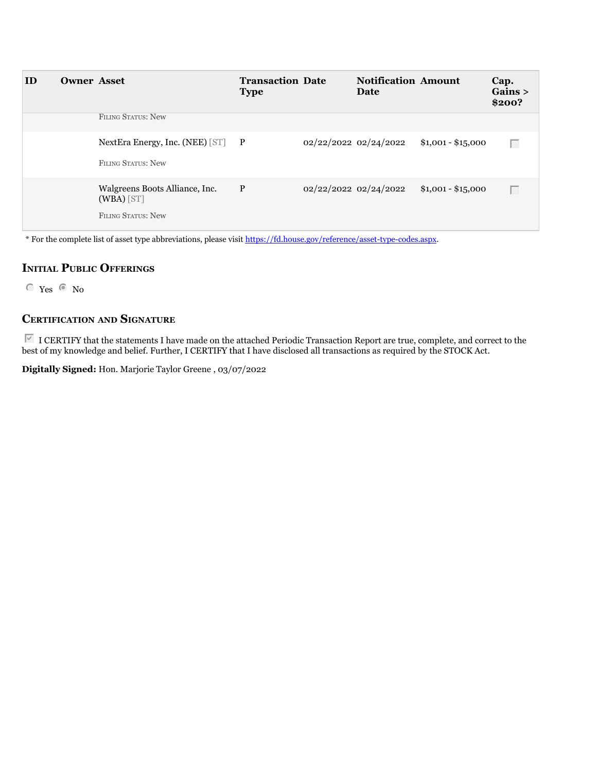| ID | Owner | Asset | Transaction Type | Date | Notification Date | Amount | Cap. Gains > $200? |
| --- | --- | --- | --- | --- | --- | --- | --- |
| | | FILING STATUS: New | | | | | |
| | | NextEra Energy, Inc. (NEE) [ST]<br><br>FILING STATUS: New | P | 02/22/2022 | 02/24/2022 | $1,001 - $15,000 | ☐ |
| | | Walgreens Boots Alliance, Inc. (WBA) [ST]<br><br>FILING STATUS: New | P | 02/22/2022 | 02/24/2022 | $1,001 - $15,000 | ☐ |

* For the complete list of asset type abbreviations, please visit https://fd.house.gov/reference/asset-type-codes.aspx.

## Initial Public Offerings

○ Yes ◉ No

## Certification and Signature

☑ I CERTIFY that the statements I have made on the attached Periodic Transaction Report are true, complete, and correct to the best of my knowledge and belief. Further, I CERTIFY that I have disclosed all transactions as required by the STOCK Act.

**Digitally Signed:** Hon. Marjorie Taylor Greene , 03/07/2022